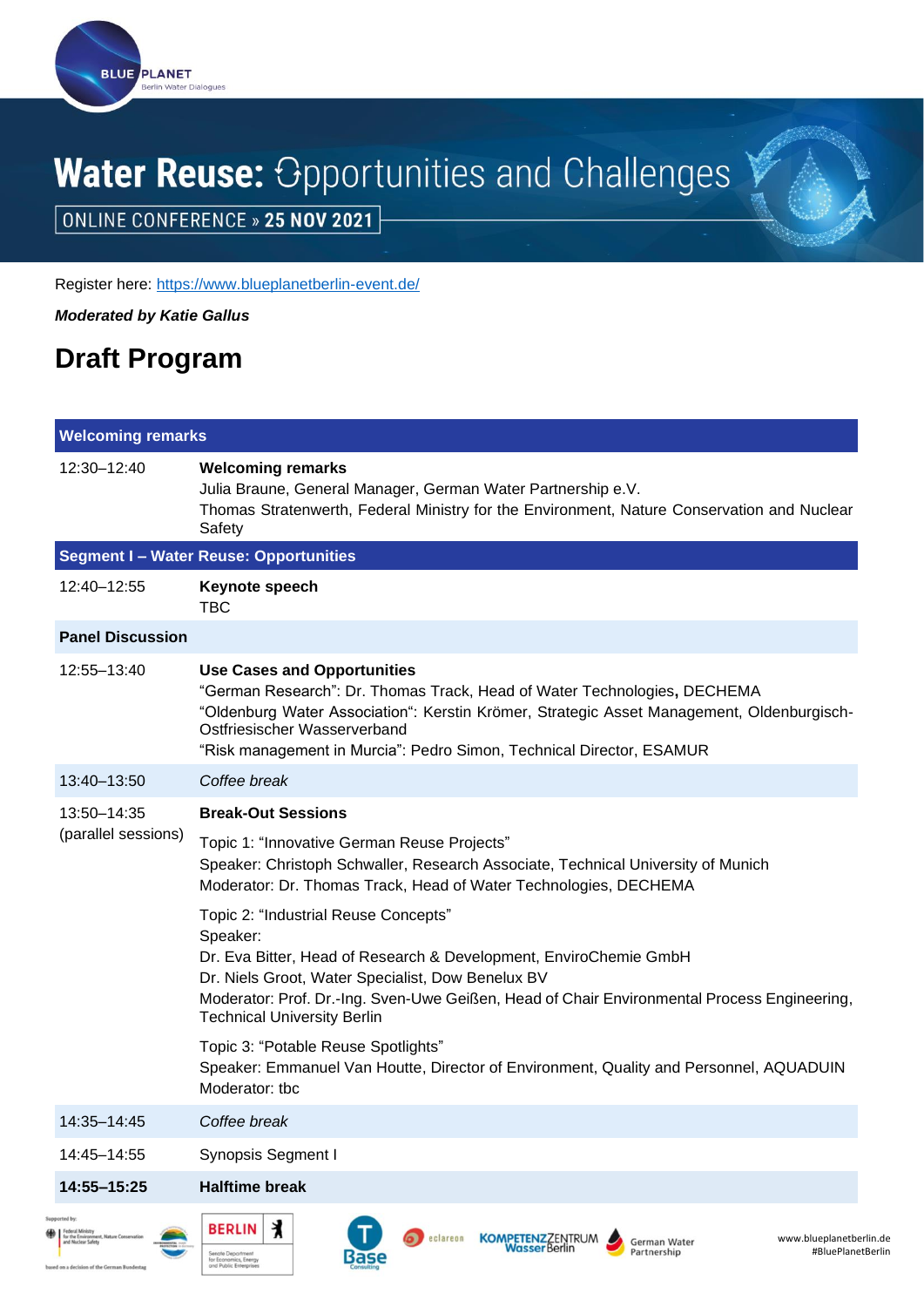BLUE PLANET
Berlin Water Dialogues

# Water Reuse: Opportunities and Challenges

ONLINE CONFERENCE » 25 NOV 2021

Register here: https://www.blueplanetberlin-event.de/

***Moderated by Katie Gallus***

# Draft Program

| | |
|---|---|
| **Welcoming remarks** | |
| 12:30–12:40 | **Welcoming remarks**<br>Julia Braune, General Manager, German Water Partnership e.V.<br>Thomas Stratenwerth, Federal Ministry for the Environment, Nature Conservation and Nuclear Safety |
| **Segment I – Water Reuse: Opportunities** | |
| 12:40–12:55 | **Keynote speech**<br>TBC |
| **Panel Discussion** | |
| 12:55–13:40 | **Use Cases and Opportunities**<br>“German Research”: Dr. Thomas Track, Head of Water Technologies**,** DECHEMA<br>“Oldenburg Water Association“: Kerstin Krömer, Strategic Asset Management, Oldenburgisch-Ostfriesischer Wasserverband<br>“Risk management in Murcia”: Pedro Simon, Technical Director, ESAMUR |
| 13:40–13:50 | *Coffee break* |
| 13:50–14:35<br>(parallel sessions) | **Break-Out Sessions**<br>Topic 1: “Innovative German Reuse Projects”<br>Speaker: Christoph Schwaller, Research Associate, Technical University of Munich<br>Moderator: Dr. Thomas Track, Head of Water Technologies, DECHEMA<br><br>Topic 2: “Industrial Reuse Concepts”<br>Speaker:<br>Dr. Eva Bitter, Head of Research & Development, EnviroChemie GmbH<br>Dr. Niels Groot, Water Specialist, Dow Benelux BV<br>Moderator: Prof. Dr.-Ing. Sven-Uwe Geißen, Head of Chair Environmental Process Engineering, Technical University Berlin<br><br>Topic 3: “Potable Reuse Spotlights”<br>Speaker: Emmanuel Van Houtte, Director of Environment, Quality and Personnel, AQUADUIN<br>Moderator: tbc |
| 14:35–14:45 | *Coffee break* |
| 14:45–14:55 | Synopsis Segment I |
| **14:55–15:25** | **Halftime break** |

Supported by: Federal Ministry for the Environment, Nature Conservation and Nuclear Safety
based on a decision of the German Bundestag

BERLIN Senate Department for Economics, Energy and Public Enterprises

Base Consulting

eclareon

KOMPETENZZENTRUM Wasser Berlin

German Water Partnership

www.blueplanetberlin.de
#BluePlanetBerlin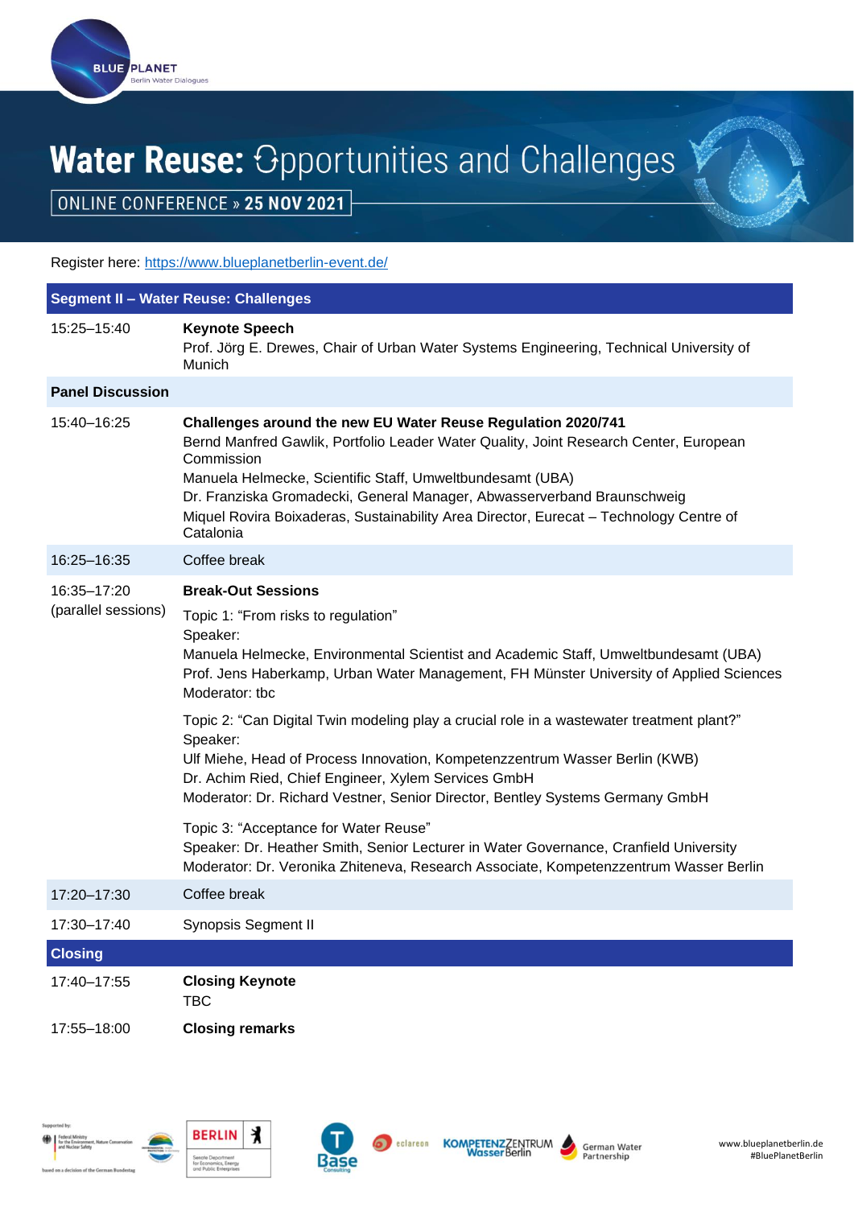BLUE PLANET
Berlin Water Dialogues

# Water Reuse: Opportunities and Challenges

ONLINE CONFERENCE » **25 NOV 2021**

Register here: https://www.blueplanetberlin-event.de/

| | |
|---|---|
| **Segment II – Water Reuse: Challenges** | |
| 15:25–15:40 | **Keynote Speech**<br>Prof. Jörg E. Drewes, Chair of Urban Water Systems Engineering, Technical University of Munich |
| **Panel Discussion** | |
| 15:40–16:25 | **Challenges around the new EU Water Reuse Regulation 2020/741**<br>Bernd Manfred Gawlik, Portfolio Leader Water Quality, Joint Research Center, European Commission<br>Manuela Helmecke, Scientific Staff, Umweltbundesamt (UBA)<br>Dr. Franziska Gromadecki, General Manager, Abwasserverband Braunschweig<br>Miquel Rovira Boixaderas, Sustainability Area Director, Eurecat – Technology Centre of Catalonia |
| 16:25–16:35 | Coffee break |
| 16:35–17:20<br>(parallel sessions) | **Break-Out Sessions**<br>Topic 1: "From risks to regulation"<br>Speaker:<br>Manuela Helmecke, Environmental Scientist and Academic Staff, Umweltbundesamt (UBA)<br>Prof. Jens Haberkamp, Urban Water Management, FH Münster University of Applied Sciences<br>Moderator: tbc<br><br>Topic 2: "Can Digital Twin modeling play a crucial role in a wastewater treatment plant?"<br>Speaker:<br>Ulf Miehe, Head of Process Innovation, Kompetenzzentrum Wasser Berlin (KWB)<br>Dr. Achim Ried, Chief Engineer, Xylem Services GmbH<br>Moderator: Dr. Richard Vestner, Senior Director, Bentley Systems Germany GmbH<br><br>Topic 3: "Acceptance for Water Reuse"<br>Speaker: Dr. Heather Smith, Senior Lecturer in Water Governance, Cranfield University<br>Moderator: Dr. Veronika Zhiteneva, Research Associate, Kompetenzzentrum Wasser Berlin |
| 17:20–17:30 | Coffee break |
| 17:30–17:40 | Synopsis Segment II |
| **Closing** | |
| 17:40–17:55 | **Closing Keynote**<br>TBC |
| 17:55–18:00 | **Closing remarks** |

Supported by: Federal Ministry for the Environment, Nature Conservation and Nuclear Safety — based on a decision of the German Bundestag

BERLIN — Senate Department for Economics, Energy and Public Enterprises

T Base Consulting · eclareon · KOMPETENZZENTRUM Wasser Berlin · German Water Partnership

www.blueplanetberlin.de
#BluePlanetBerlin